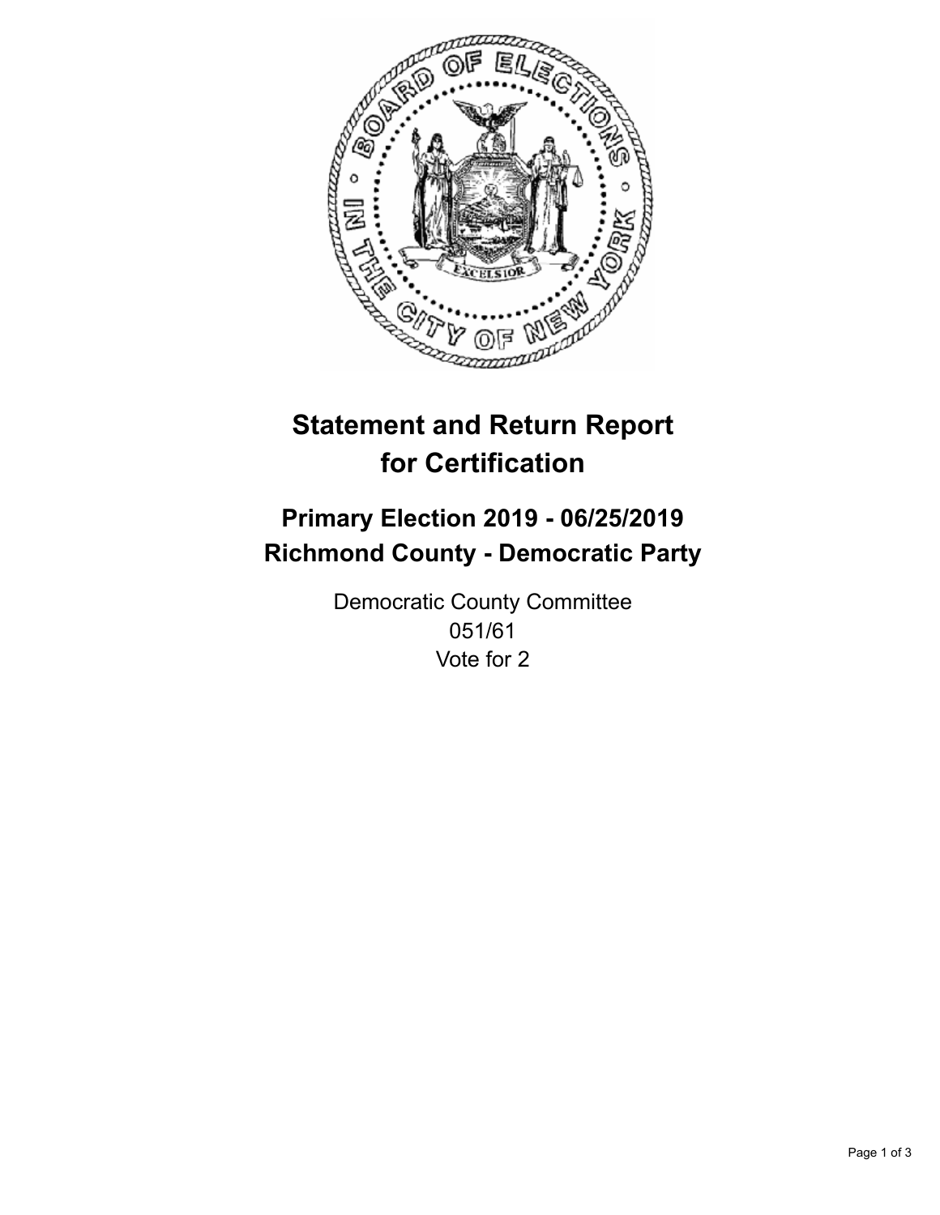# Statement and Return Report for Certification

## Primary Election 2019 - 06/25/2019
## Richmond County - Democratic Party

Democratic County Committee
051/61
Vote for 2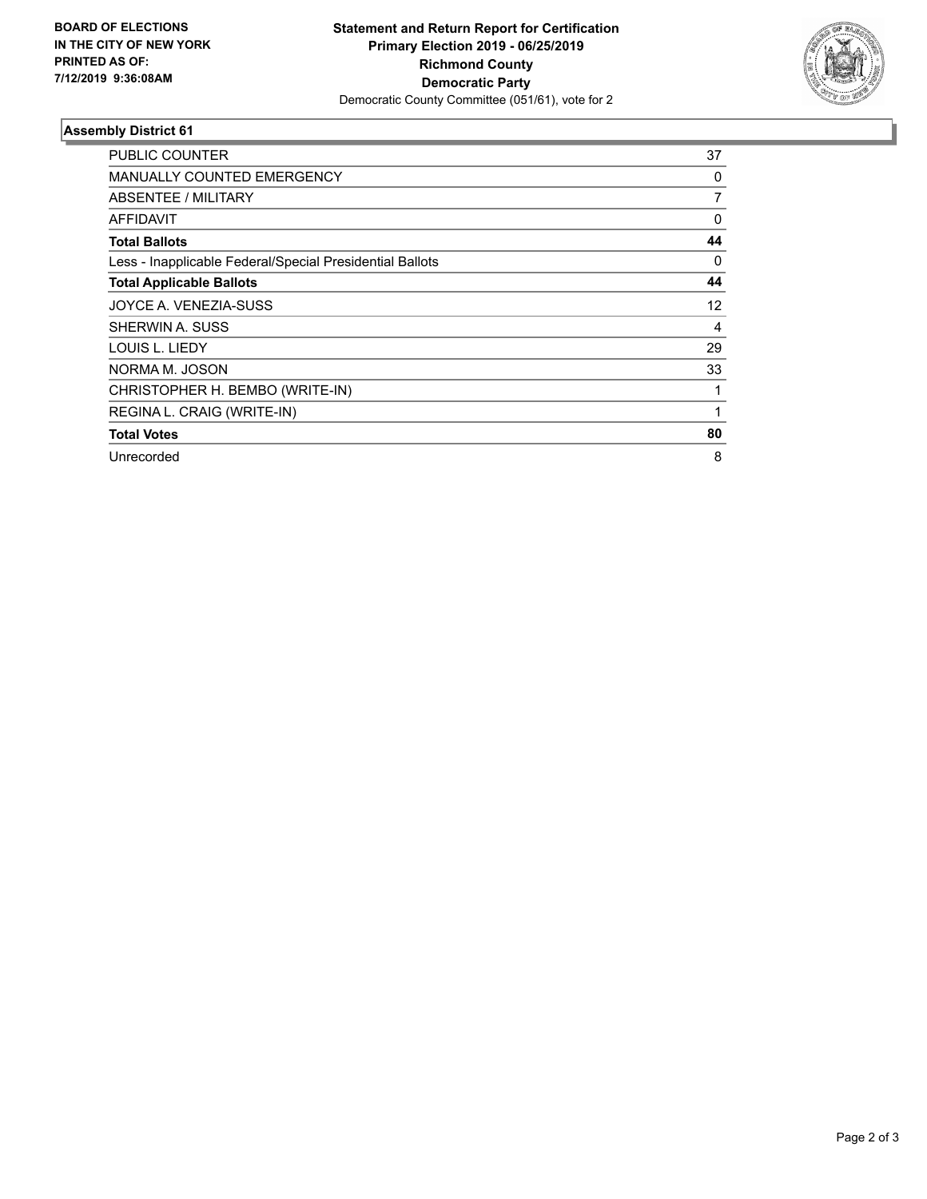**BOARD OF ELECTIONS IN THE CITY OF NEW YORK PRINTED AS OF: 7/12/2019 9:36:08AM**

**Statement and Return Report for Certification**
**Primary Election 2019 - 06/25/2019**
**Richmond County**
**Democratic Party**
Democratic County Committee (051/61), vote for 2

### Assembly District 61

| | |
|---|---|
| PUBLIC COUNTER | 37 |
| MANUALLY COUNTED EMERGENCY | 0 |
| ABSENTEE / MILITARY | 7 |
| AFFIDAVIT | 0 |
| **Total Ballots** | **44** |
| Less - Inapplicable Federal/Special Presidential Ballots | 0 |
| **Total Applicable Ballots** | **44** |
| JOYCE A. VENEZIA-SUSS | 12 |
| SHERWIN A. SUSS | 4 |
| LOUIS L. LIEDY | 29 |
| NORMA M. JOSON | 33 |
| CHRISTOPHER H. BEMBO (WRITE-IN) | 1 |
| REGINA L. CRAIG (WRITE-IN) | 1 |
| **Total Votes** | **80** |
| Unrecorded | 8 |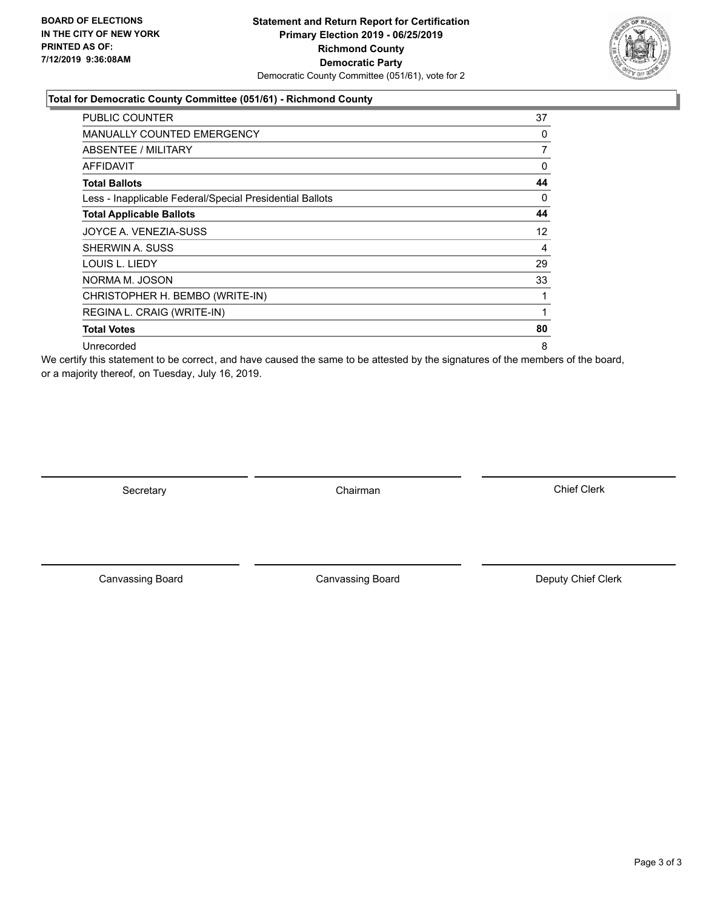**BOARD OF ELECTIONS**
**IN THE CITY OF NEW YORK**
**PRINTED AS OF:**
**7/12/2019 9:36:08AM**

**Statement and Return Report for Certification**
**Primary Election 2019 - 06/25/2019**
**Richmond County**
**Democratic Party**
Democratic County Committee (051/61), vote for 2

### Total for Democratic County Committee (051/61) - Richmond County

| | |
|---|---|
| PUBLIC COUNTER | 37 |
| MANUALLY COUNTED EMERGENCY | 0 |
| ABSENTEE / MILITARY | 7 |
| AFFIDAVIT | 0 |
| **Total Ballots** | **44** |
| Less - Inapplicable Federal/Special Presidential Ballots | 0 |
| **Total Applicable Ballots** | **44** |
| JOYCE A. VENEZIA-SUSS | 12 |
| SHERWIN A. SUSS | 4 |
| LOUIS L. LIEDY | 29 |
| NORMA M. JOSON | 33 |
| CHRISTOPHER H. BEMBO (WRITE-IN) | 1 |
| REGINA L. CRAIG (WRITE-IN) | 1 |
| **Total Votes** | **80** |
| Unrecorded | 8 |

We certify this statement to be correct, and have caused the same to be attested by the signatures of the members of the board, or a majority thereof, on Tuesday, July 16, 2019.

Secretary

Chairman

Chief Clerk

Canvassing Board

Canvassing Board

Deputy Chief Clerk